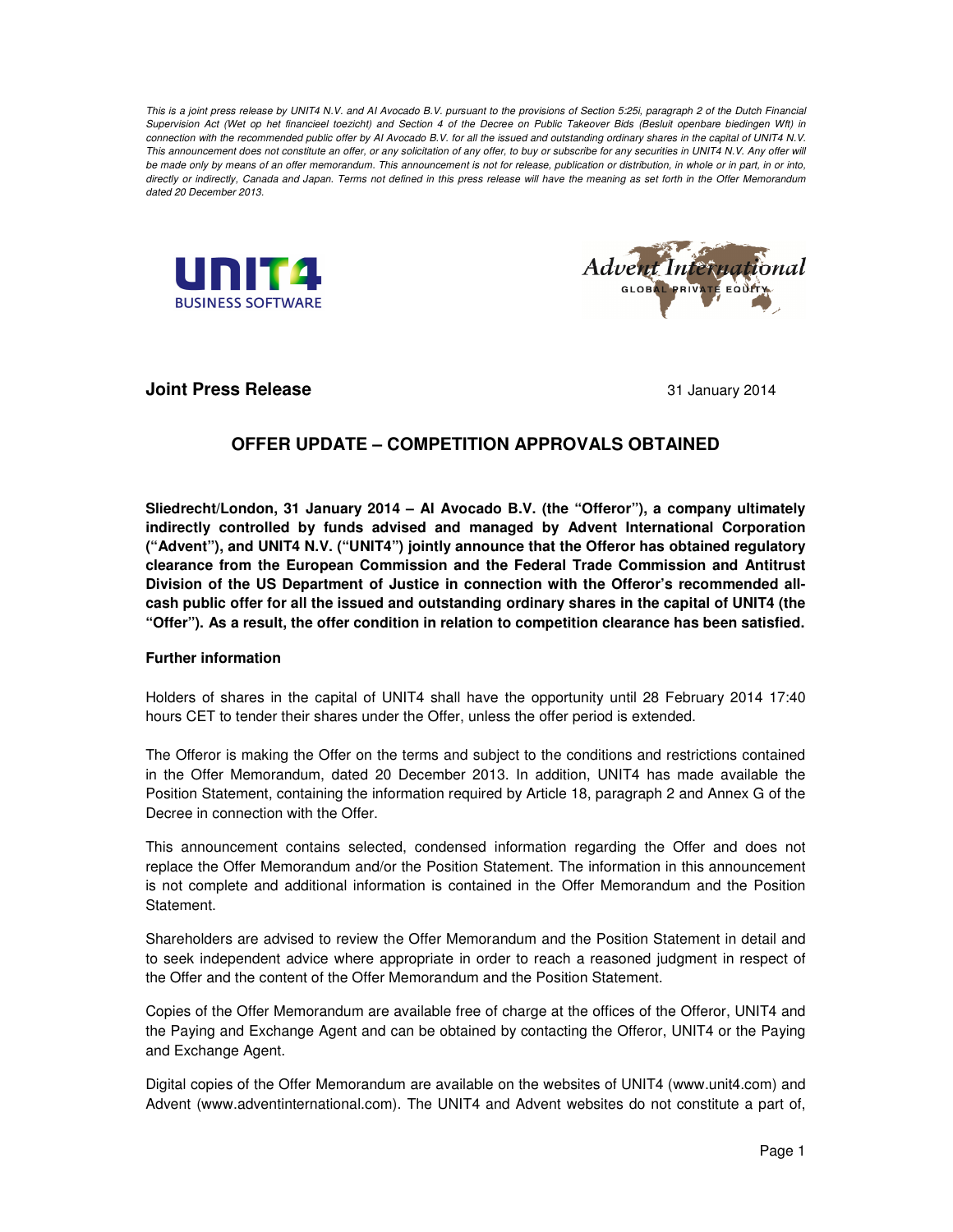*This is a joint press release by UNIT4 N.V. and AI Avocado B.V. pursuant to the provisions of Section 5:25i, paragraph 2 of the Dutch Financial Supervision Act (Wet op het financieel toezicht) and Section 4 of the Decree on Public Takeover Bids (Besluit openbare biedingen Wft) in connection with the recommended public offer by AI Avocado B.V. for all the issued and outstanding ordinary shares in the capital of UNIT4 N.V. This announcement does not constitute an offer, or any solicitation of any offer, to buy or subscribe for any securities in UNIT4 N.V. Any offer will be made only by means of an offer memorandum. This announcement is not for release, publication or distribution, in whole or in part, in or into, directly or indirectly, Canada and Japan. Terms not defined in this press release will have the meaning as set forth in the Offer Memorandum dated 20 December 2013.*

**Joint Press Release** 31 January 2014

## OFFER UPDATE – COMPETITION APPROVALS OBTAINED

**Sliedrecht/London, 31 January 2014 – AI Avocado B.V. (the "Offeror"), a company ultimately indirectly controlled by funds advised and managed by Advent International Corporation ("Advent"), and UNIT4 N.V. ("UNIT4") jointly announce that the Offeror has obtained regulatory clearance from the European Commission and the Federal Trade Commission and Antitrust Division of the US Department of Justice in connection with the Offeror's recommended all-cash public offer for all the issued and outstanding ordinary shares in the capital of UNIT4 (the "Offer"). As a result, the offer condition in relation to competition clearance has been satisfied.**

**Further information**

Holders of shares in the capital of UNIT4 shall have the opportunity until 28 February 2014 17:40 hours CET to tender their shares under the Offer, unless the offer period is extended.

The Offeror is making the Offer on the terms and subject to the conditions and restrictions contained in the Offer Memorandum, dated 20 December 2013. In addition, UNIT4 has made available the Position Statement, containing the information required by Article 18, paragraph 2 and Annex G of the Decree in connection with the Offer.

This announcement contains selected, condensed information regarding the Offer and does not replace the Offer Memorandum and/or the Position Statement. The information in this announcement is not complete and additional information is contained in the Offer Memorandum and the Position Statement.

Shareholders are advised to review the Offer Memorandum and the Position Statement in detail and to seek independent advice where appropriate in order to reach a reasoned judgment in respect of the Offer and the content of the Offer Memorandum and the Position Statement.

Copies of the Offer Memorandum are available free of charge at the offices of the Offeror, UNIT4 and the Paying and Exchange Agent and can be obtained by contacting the Offeror, UNIT4 or the Paying and Exchange Agent.

Digital copies of the Offer Memorandum are available on the websites of UNIT4 (www.unit4.com) and Advent (www.adventinternational.com). The UNIT4 and Advent websites do not constitute a part of,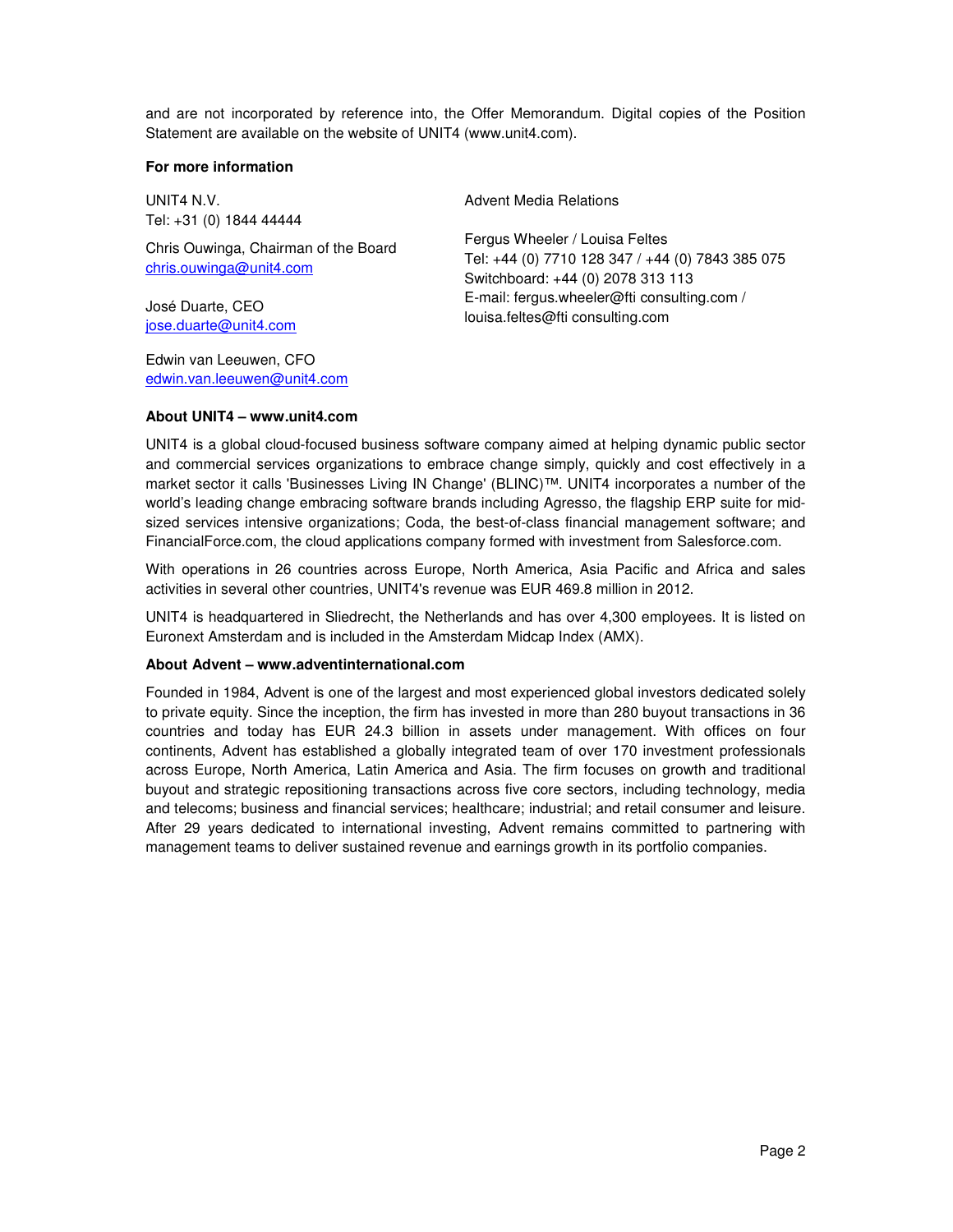and are not incorporated by reference into, the Offer Memorandum. Digital copies of the Position Statement are available on the website of UNIT4 (www.unit4.com).

**For more information**

UNIT4 N.V.
Tel: +31 (0) 1844 44444

Chris Ouwinga, Chairman of the Board
chris.ouwinga@unit4.com

José Duarte, CEO
jose.duarte@unit4.com

Edwin van Leeuwen, CFO
edwin.van.leeuwen@unit4.com

Advent Media Relations

Fergus Wheeler / Louisa Feltes
Tel: +44 (0) 7710 128 347 / +44 (0) 7843 385 075
Switchboard: +44 (0) 2078 313 113
E-mail: fergus.wheeler@fti consulting.com / louisa.feltes@fti consulting.com

**About UNIT4 – www.unit4.com**

UNIT4 is a global cloud-focused business software company aimed at helping dynamic public sector and commercial services organizations to embrace change simply, quickly and cost effectively in a market sector it calls 'Businesses Living IN Change' (BLINC)™. UNIT4 incorporates a number of the world's leading change embracing software brands including Agresso, the flagship ERP suite for mid-sized services intensive organizations; Coda, the best-of-class financial management software; and FinancialForce.com, the cloud applications company formed with investment from Salesforce.com.

With operations in 26 countries across Europe, North America, Asia Pacific and Africa and sales activities in several other countries, UNIT4's revenue was EUR 469.8 million in 2012.

UNIT4 is headquartered in Sliedrecht, the Netherlands and has over 4,300 employees. It is listed on Euronext Amsterdam and is included in the Amsterdam Midcap Index (AMX).

**About Advent – www.adventinternational.com**

Founded in 1984, Advent is one of the largest and most experienced global investors dedicated solely to private equity. Since the inception, the firm has invested in more than 280 buyout transactions in 36 countries and today has EUR 24.3 billion in assets under management. With offices on four continents, Advent has established a globally integrated team of over 170 investment professionals across Europe, North America, Latin America and Asia. The firm focuses on growth and traditional buyout and strategic repositioning transactions across five core sectors, including technology, media and telecoms; business and financial services; healthcare; industrial; and retail consumer and leisure. After 29 years dedicated to international investing, Advent remains committed to partnering with management teams to deliver sustained revenue and earnings growth in its portfolio companies.